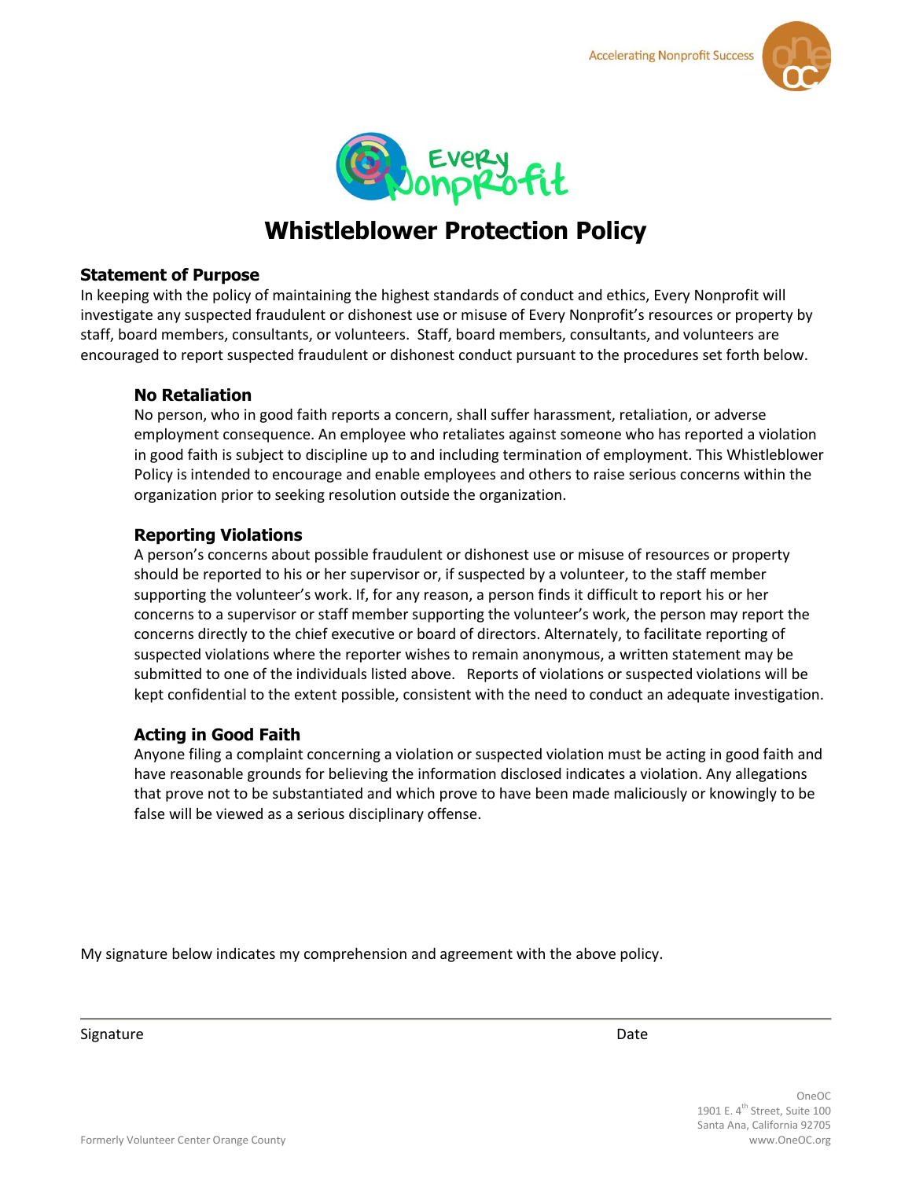# Whistleblower Protection Policy

## Statement of Purpose

In keeping with the policy of maintaining the highest standards of conduct and ethics, Every Nonprofit will investigate any suspected fraudulent or dishonest use or misuse of Every Nonprofit's resources or property by staff, board members, consultants, or volunteers. Staff, board members, consultants, and volunteers are encouraged to report suspected fraudulent or dishonest conduct pursuant to the procedures set forth below.

### No Retaliation

No person, who in good faith reports a concern, shall suffer harassment, retaliation, or adverse employment consequence. An employee who retaliates against someone who has reported a violation in good faith is subject to discipline up to and including termination of employment. This Whistleblower Policy is intended to encourage and enable employees and others to raise serious concerns within the organization prior to seeking resolution outside the organization.

### Reporting Violations

A person's concerns about possible fraudulent or dishonest use or misuse of resources or property should be reported to his or her supervisor or, if suspected by a volunteer, to the staff member supporting the volunteer's work. If, for any reason, a person finds it difficult to report his or her concerns to a supervisor or staff member supporting the volunteer's work, the person may report the concerns directly to the chief executive or board of directors. Alternately, to facilitate reporting of suspected violations where the reporter wishes to remain anonymous, a written statement may be submitted to one of the individuals listed above. Reports of violations or suspected violations will be kept confidential to the extent possible, consistent with the need to conduct an adequate investigation.

### Acting in Good Faith

Anyone filing a complaint concerning a violation or suspected violation must be acting in good faith and have reasonable grounds for believing the information disclosed indicates a violation. Any allegations that prove not to be substantiated and which prove to have been made maliciously or knowingly to be false will be viewed as a serious disciplinary offense.

My signature below indicates my comprehension and agreement with the above policy.

Signature Date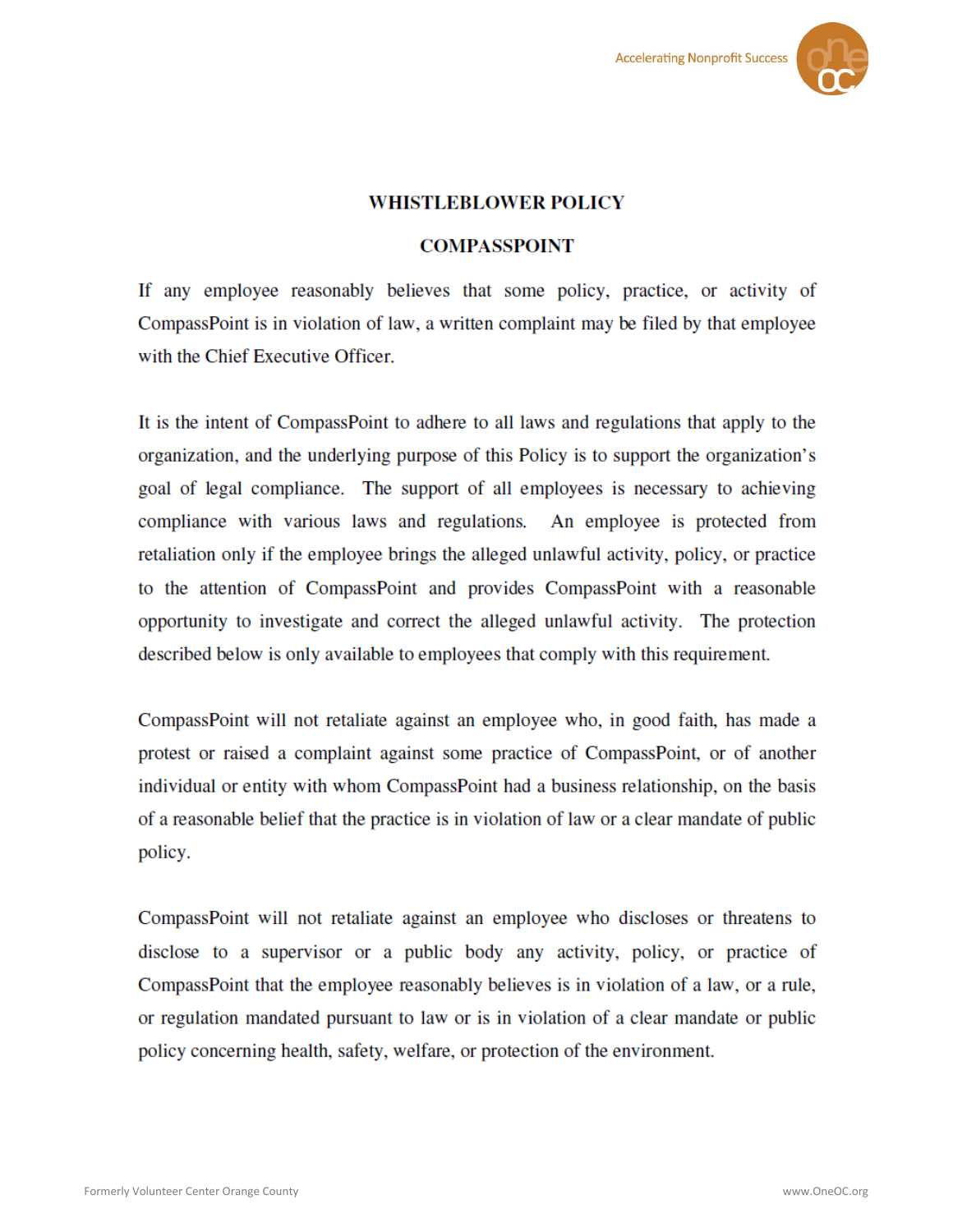# WHISTLEBLOWER POLICY

## COMPASSPOINT

If any employee reasonably believes that some policy, practice, or activity of CompassPoint is in violation of law, a written complaint may be filed by that employee with the Chief Executive Officer.

It is the intent of CompassPoint to adhere to all laws and regulations that apply to the organization, and the underlying purpose of this Policy is to support the organization's goal of legal compliance. The support of all employees is necessary to achieving compliance with various laws and regulations. An employee is protected from retaliation only if the employee brings the alleged unlawful activity, policy, or practice to the attention of CompassPoint and provides CompassPoint with a reasonable opportunity to investigate and correct the alleged unlawful activity. The protection described below is only available to employees that comply with this requirement.

CompassPoint will not retaliate against an employee who, in good faith, has made a protest or raised a complaint against some practice of CompassPoint, or of another individual or entity with whom CompassPoint had a business relationship, on the basis of a reasonable belief that the practice is in violation of law or a clear mandate of public policy.

CompassPoint will not retaliate against an employee who discloses or threatens to disclose to a supervisor or a public body any activity, policy, or practice of CompassPoint that the employee reasonably believes is in violation of a law, or a rule, or regulation mandated pursuant to law or is in violation of a clear mandate or public policy concerning health, safety, welfare, or protection of the environment.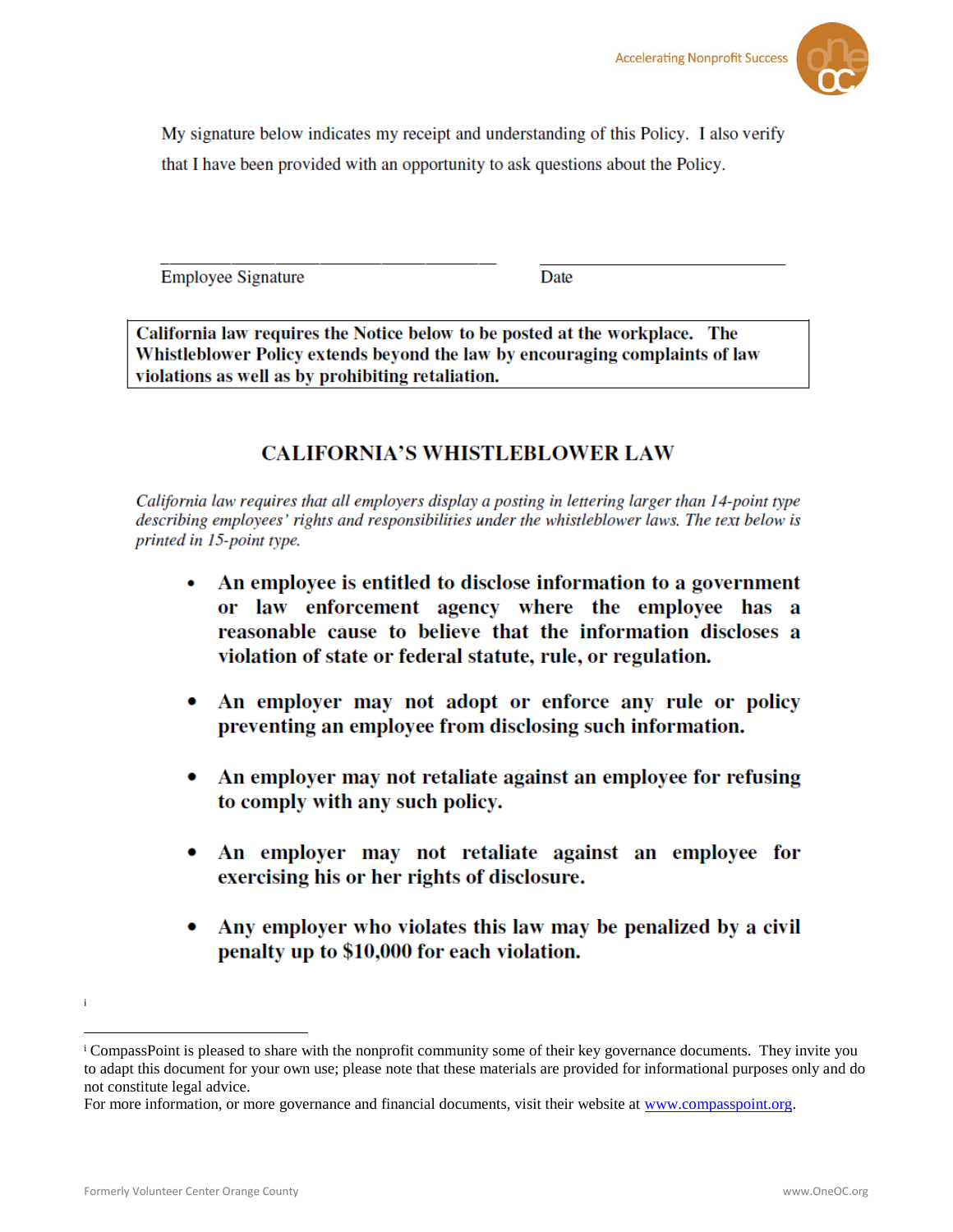My signature below indicates my receipt and understanding of this Policy. I also verify that I have been provided with an opportunity to ask questions about the Policy.

\_\_\_\_\_\_\_\_\_\_\_\_\_\_\_\_\_\_\_\_\_\_\_\_\_\_\_\_\_\_\_\_\_\_\_\_ \_\_\_\_\_\_\_\_\_\_\_\_\_\_\_\_\_\_\_\_\_\_\_\_\_\_

Employee Signature Date

**California law requires the Notice below to be posted at the workplace. The Whistleblower Policy extends beyond the law by encouraging complaints of law violations as well as by prohibiting retaliation.**

## CALIFORNIA'S WHISTLEBLOWER LAW

*California law requires that all employers display a posting in lettering larger than 14-point type describing employees' rights and responsibilities under the whistleblower laws. The text below is printed in 15-point type.*

- **An employee is entitled to disclose information to a government or law enforcement agency where the employee has a reasonable cause to believe that the information discloses a violation of state or federal statute, rule, or regulation.**
- **An employer may not adopt or enforce any rule or policy preventing an employee from disclosing such information.**
- **An employer may not retaliate against an employee for refusing to comply with any such policy.**
- **An employer may not retaliate against an employee for exercising his or her rights of disclosure.**
- **Any employer who violates this law may be penalized by a civil penalty up to $10,000 for each violation.**

[i]

---

[i] CompassPoint is pleased to share with the nonprofit community some of their key governance documents. They invite you to adapt this document for your own use; please note that these materials are provided for informational purposes only and do not constitute legal advice.
For more information, or more governance and financial documents, visit their website at www.compasspoint.org.